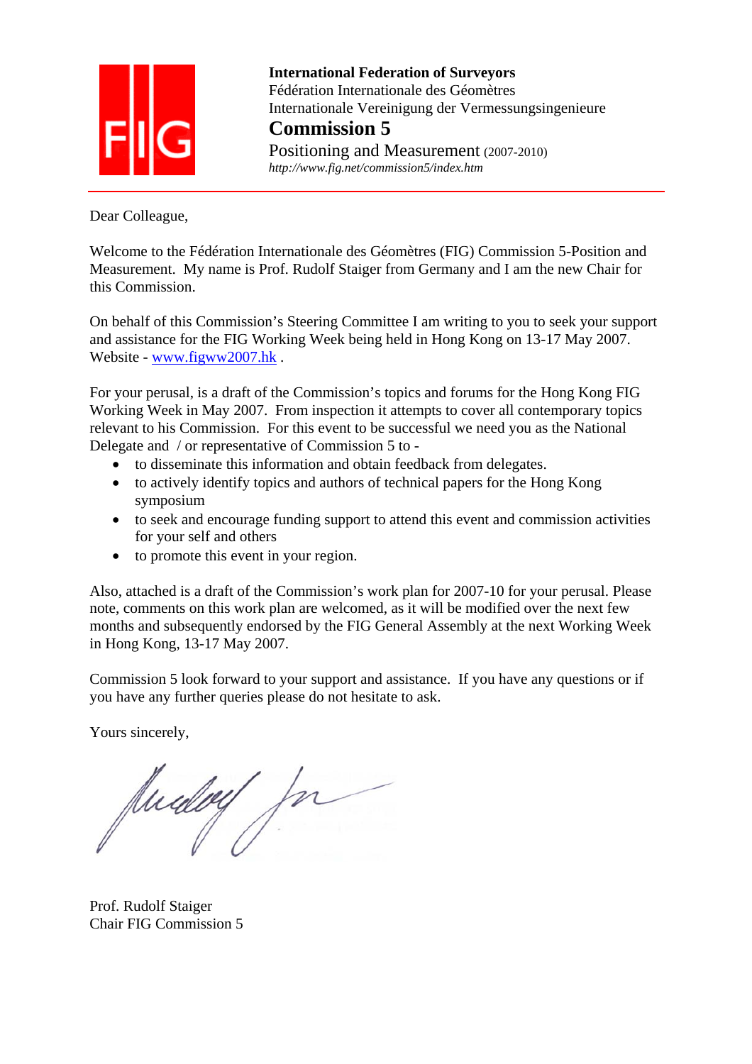**International Federation of Surveyors**
Fédération Internationale des Géomètres
Internationale Vereinigung der Vermessungsingenieure

# Commission 5

Positioning and Measurement (2007-2010)
*http://www.fig.net/commission5/index.htm*

---

Dear Colleague,

Welcome to the Fédération Internationale des Géomètres (FIG) Commission 5-Position and Measurement. My name is Prof. Rudolf Staiger from Germany and I am the new Chair for this Commission.

On behalf of this Commission's Steering Committee I am writing to you to seek your support and assistance for the FIG Working Week being held in Hong Kong on 13-17 May 2007. Website - [www.figww2007.hk](http://www.figww2007.hk) .

For your perusal, is a draft of the Commission's topics and forums for the Hong Kong FIG Working Week in May 2007. From inspection it attempts to cover all contemporary topics relevant to his Commission. For this event to be successful we need you as the National Delegate and / or representative of Commission 5 to -

- to disseminate this information and obtain feedback from delegates.
- to actively identify topics and authors of technical papers for the Hong Kong symposium
- to seek and encourage funding support to attend this event and commission activities for your self and others
- to promote this event in your region.

Also, attached is a draft of the Commission's work plan for 2007-10 for your perusal. Please note, comments on this work plan are welcomed, as it will be modified over the next few months and subsequently endorsed by the FIG General Assembly at the next Working Week in Hong Kong, 13-17 May 2007.

Commission 5 look forward to your support and assistance. If you have any questions or if you have any further queries please do not hesitate to ask.

Yours sincerely,

Prof. Rudolf Staiger
Chair FIG Commission 5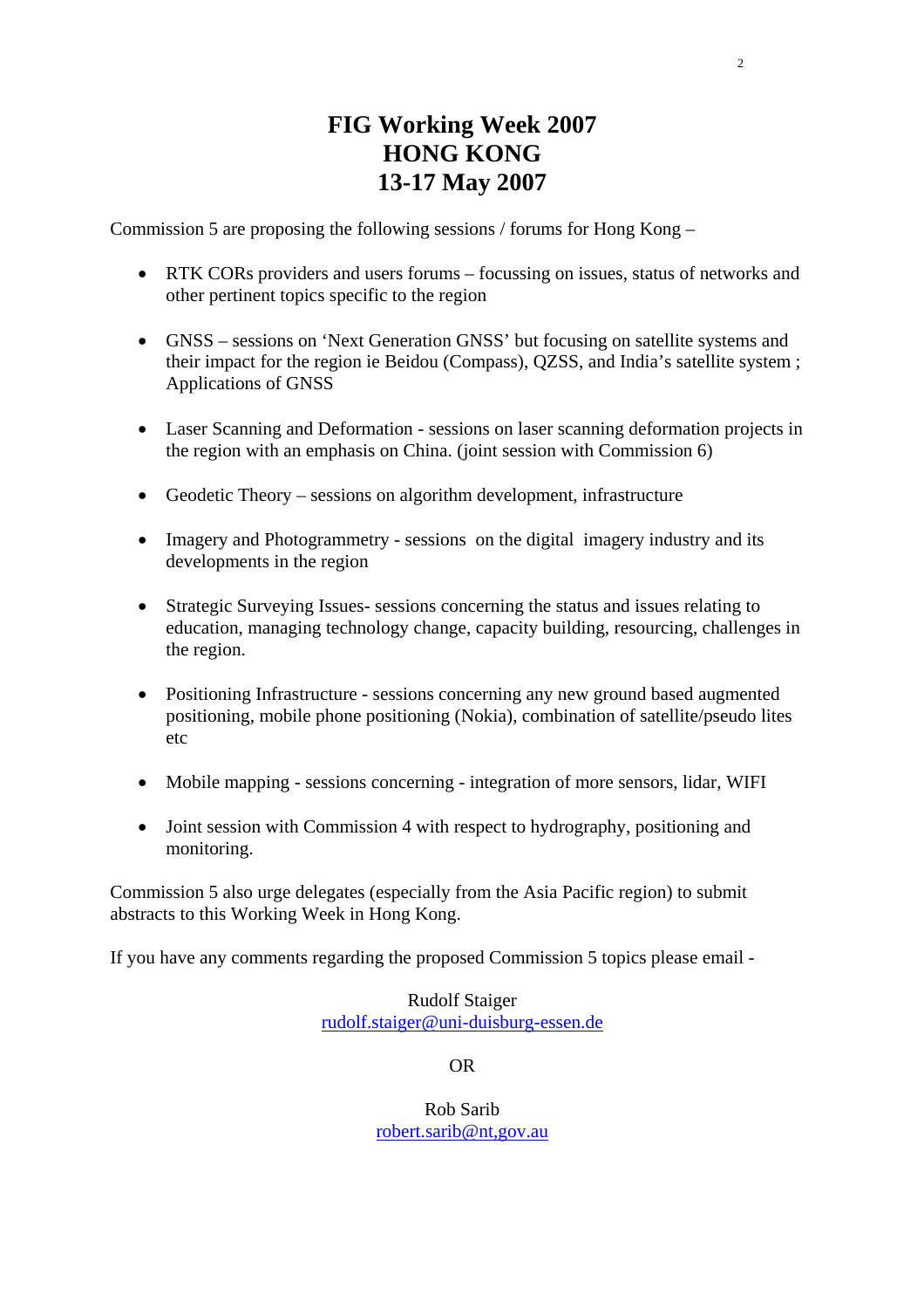# FIG Working Week 2007
# HONG KONG
# 13-17 May 2007

Commission 5 are proposing the following sessions / forums for Hong Kong –

- RTK CORs providers and users forums – focussing on issues, status of networks and other pertinent topics specific to the region
- GNSS – sessions on 'Next Generation GNSS' but focusing on satellite systems and their impact for the region ie Beidou (Compass), QZSS, and India's satellite system ; Applications of GNSS
- Laser Scanning and Deformation - sessions on laser scanning deformation projects in the region with an emphasis on China. (joint session with Commission 6)
- Geodetic Theory – sessions on algorithm development, infrastructure
- Imagery and Photogrammetry - sessions on the digital imagery industry and its developments in the region
- Strategic Surveying Issues- sessions concerning the status and issues relating to education, managing technology change, capacity building, resourcing, challenges in the region.
- Positioning Infrastructure - sessions concerning any new ground based augmented positioning, mobile phone positioning (Nokia), combination of satellite/pseudo lites etc
- Mobile mapping - sessions concerning - integration of more sensors, lidar, WIFI
- Joint session with Commission 4 with respect to hydrography, positioning and monitoring.

Commission 5 also urge delegates (especially from the Asia Pacific region) to submit abstracts to this Working Week in Hong Kong.

If you have any comments regarding the proposed Commission 5 topics please email -

Rudolf Staiger
rudolf.staiger@uni-duisburg-essen.de

OR

Rob Sarib
robert.sarib@nt,gov.au